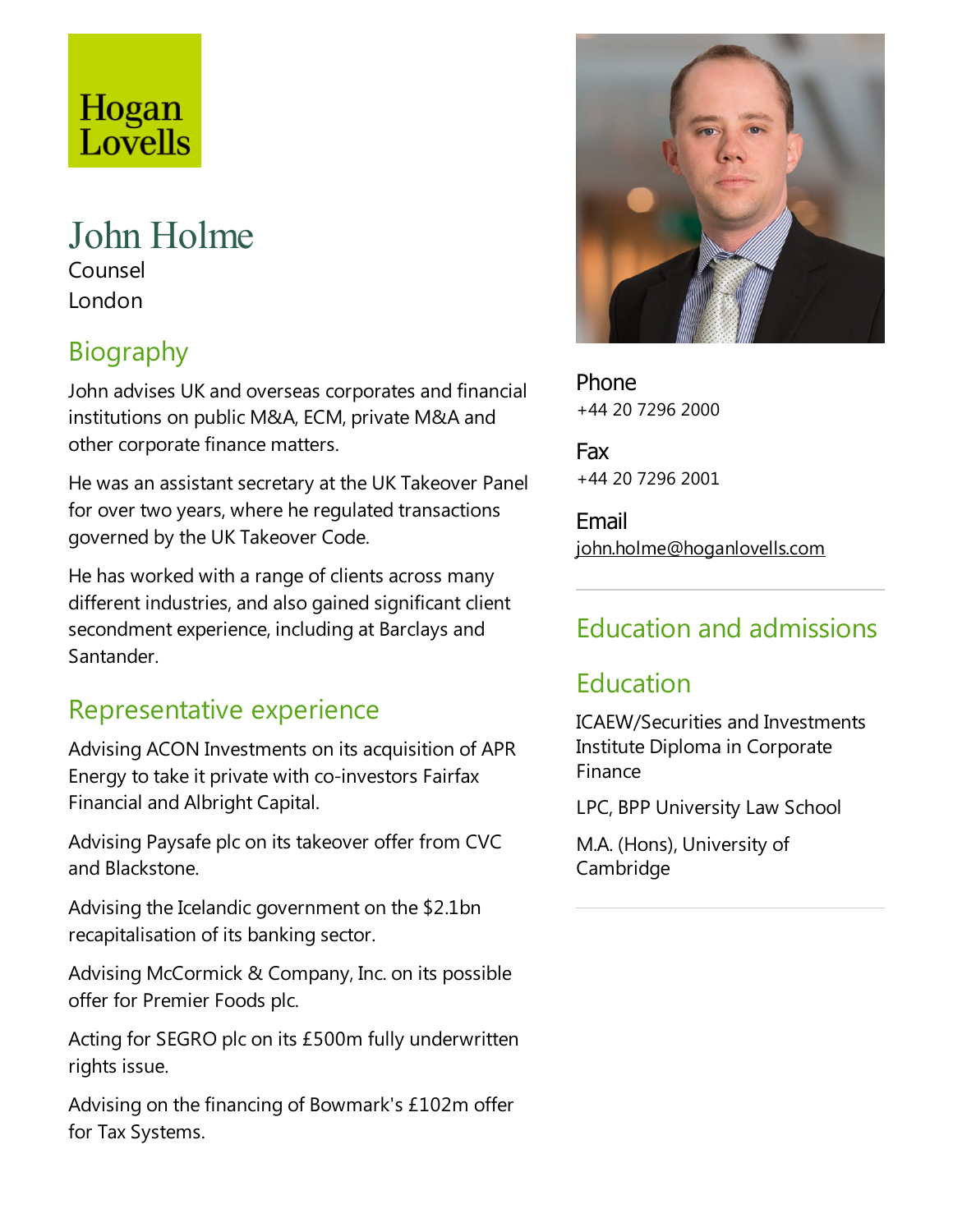Hogan Lovells

# John Holme

Counsel

London

## Biography

John advises UK and overseas corporates and financial institutions on public M&A, ECM, private M&A and other corporate finance matters.

He was an assistant secretary at the UK Takeover Panel for over two years, where he regulated transactions governed by the UK Takeover Code.

He has worked with a range of clients across many different industries, and also gained significant client secondment experience, including at Barclays and Santander.

## Representative experience

Advising ACON Investments on its acquisition of APR Energy to take it private with co-investors Fairfax Financial and Albright Capital.

Advising Paysafe plc on its takeover offer from CVC and Blackstone.

Advising the Icelandic government on the $2.1bn recapitalisation of its banking sector.

Advising McCormick & Company, Inc. on its possible offer for Premier Foods plc.

Acting for SEGRO plc on its £500m fully underwritten rights issue.

Advising on the financing of Bowmark's £102m offer for Tax Systems.

**Phone**
+44 20 7296 2000

**Fax**
+44 20 7296 2001

**Email**
john.holme@hoganlovells.com

## Education and admissions

### Education

ICAEW/Securities and Investments Institute Diploma in Corporate Finance

LPC, BPP University Law School

M.A. (Hons), University of Cambridge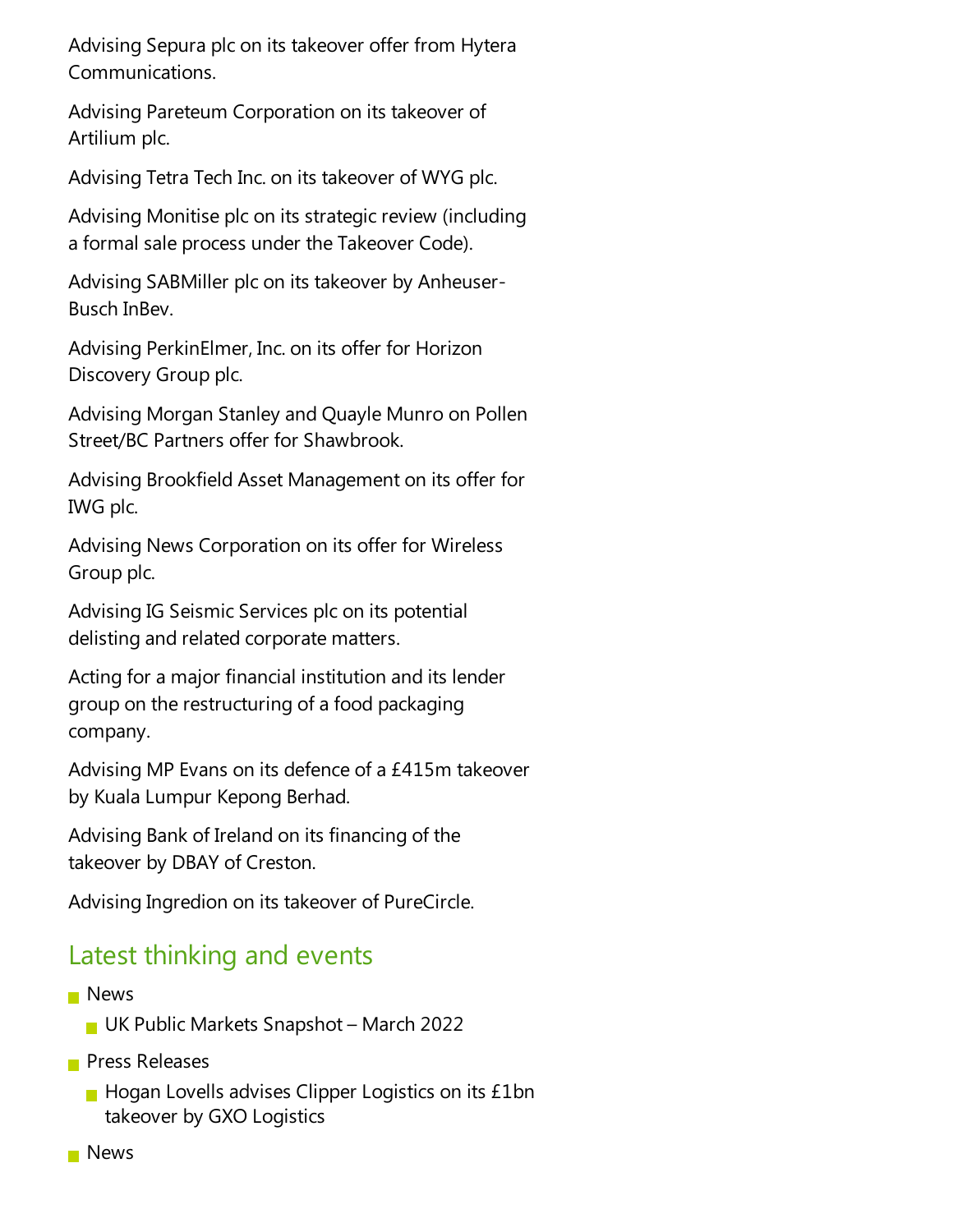Advising Sepura plc on its takeover offer from Hytera Communications.

Advising Pareteum Corporation on its takeover of Artilium plc.

Advising Tetra Tech Inc. on its takeover of WYG plc.

Advising Monitise plc on its strategic review (including a formal sale process under the Takeover Code).

Advising SABMiller plc on its takeover by Anheuser-Busch InBev.

Advising PerkinElmer, Inc. on its offer for Horizon Discovery Group plc.

Advising Morgan Stanley and Quayle Munro on Pollen Street/BC Partners offer for Shawbrook.

Advising Brookfield Asset Management on its offer for IWG plc.

Advising News Corporation on its offer for Wireless Group plc.

Advising IG Seismic Services plc on its potential delisting and related corporate matters.

Acting for a major financial institution and its lender group on the restructuring of a food packaging company.

Advising MP Evans on its defence of a £415m takeover by Kuala Lumpur Kepong Berhad.

Advising Bank of Ireland on its financing of the takeover by DBAY of Creston.

Advising Ingredion on its takeover of PureCircle.

## Latest thinking and events

- News
  - UK Public Markets Snapshot – March 2022
- Press Releases
  - Hogan Lovells advises Clipper Logistics on its £1bn takeover by GXO Logistics
- News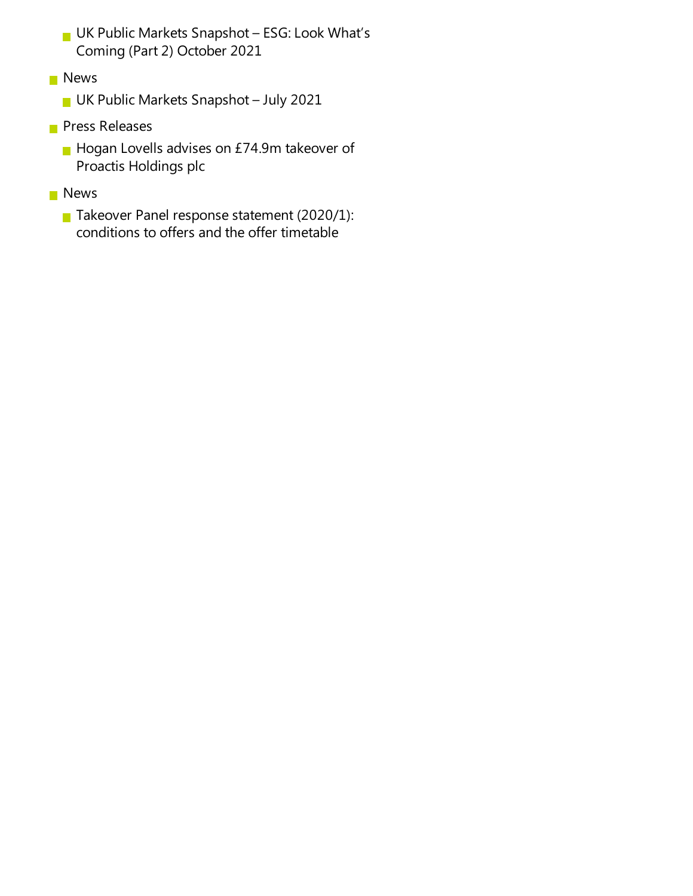- UK Public Markets Snapshot – ESG: Look What's Coming (Part 2) October 2021

- News
  - UK Public Markets Snapshot – July 2021

- Press Releases
  - Hogan Lovells advises on £74.9m takeover of Proactis Holdings plc

- News
  - Takeover Panel response statement (2020/1): conditions to offers and the offer timetable